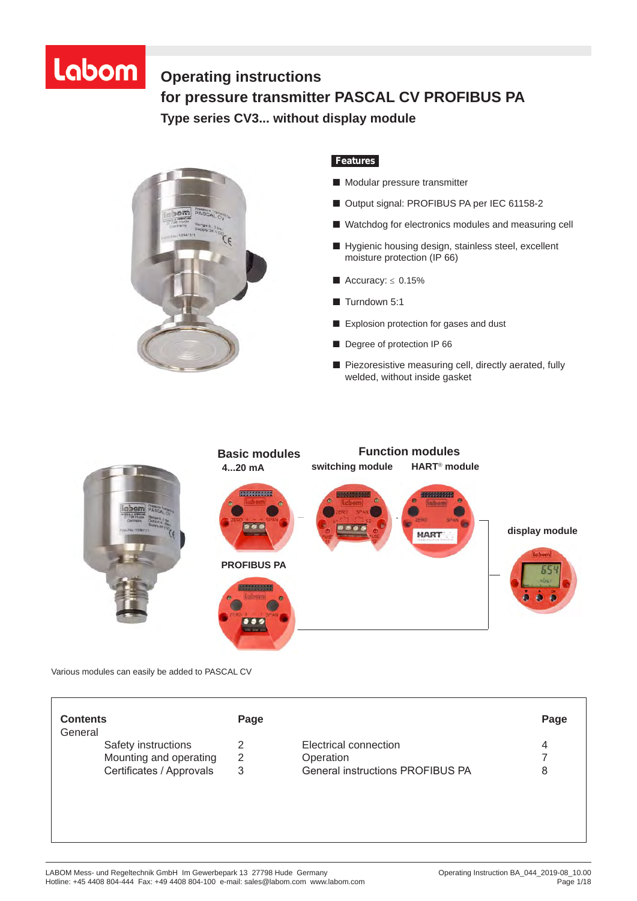# Operating instructions
# for pressure transmitter PASCAL CV PROFIBUS PA
## Type series CV3... without display module

**Features**

- Modular pressure transmitter
- Output signal: PROFIBUS PA per IEC 61158-2
- Watchdog for electronics modules and measuring cell
- Hygienic housing design, stainless steel, excellent moisture protection (IP 66)
- Accuracy: ≤ 0.15%
- Turndown 5:1
- Explosion protection for gases and dust
- Degree of protection IP 66
- Piezoresistive measuring cell, directly aerated, fully welded, without inside gasket

**Basic modules**

4...20 mA

PROFIBUS PA

**Function modules**

switching module

HART® module

display module

Various modules can easily be added to PASCAL CV

| Contents | Page | | Page |
|---|---|---|---|
| General | | | |
| Safety instructions | 2 | Electrical connection | 4 |
| Mounting and operating | 2 | Operation | 7 |
| Certificates / Approvals | 3 | General instructions PROFIBUS PA | 8 |

LABOM Mess- und Regeltechnik GmbH Im Gewerbepark 13 27798 Hude Germany
Hotline: +45 4408 804-444 Fax: +49 4408 804-100 e-mail: sales@labom.com www.labom.com

Operating Instruction BA_044_2019-08_10.00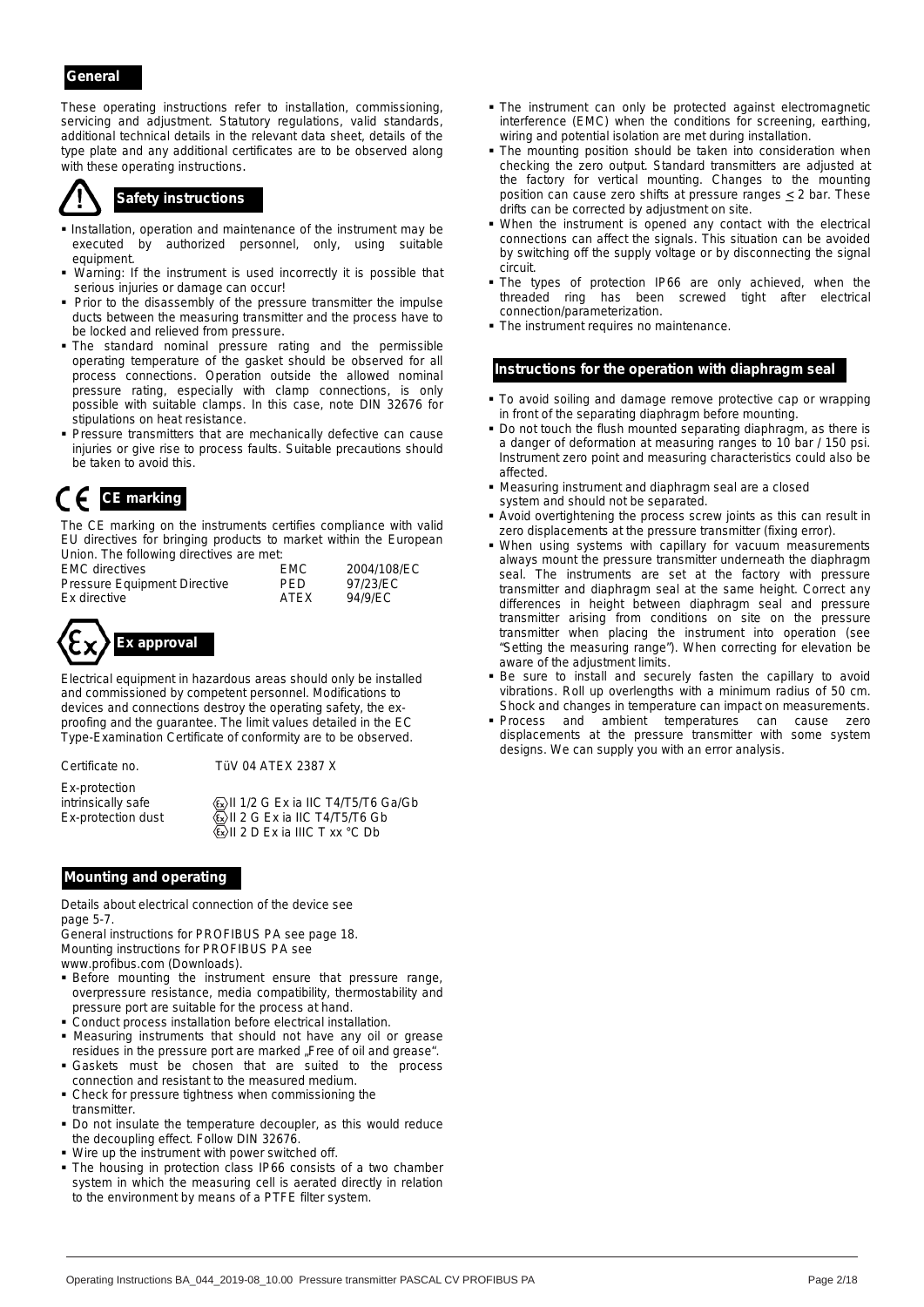## General

These operating instructions refer to installation, commissioning, servicing and adjustment. Statutory regulations, valid standards, additional technical details in the relevant data sheet, details of the type plate and any additional certificates are to be observed along with these operating instructions.

## Safety instructions

- Installation, operation and maintenance of the instrument may be executed by authorized personnel, only, using suitable equipment.
- Warning: If the instrument is used incorrectly it is possible that serious injuries or damage can occur!
- Prior to the disassembly of the pressure transmitter the impulse ducts between the measuring transmitter and the process have to be locked and relieved from pressure.
- The standard nominal pressure rating and the permissible operating temperature of the gasket should be observed for all process connections. Operation outside the allowed nominal pressure rating, especially with clamp connections, is only possible with suitable clamps. In this case, note DIN 32676 for stipulations on heat resistance.
- Pressure transmitters that are mechanically defective can cause injuries or give rise to process faults. Suitable precautions should be taken to avoid this.

## CE marking

The CE marking on the instruments certifies compliance with valid EU directives for bringing products to market within the European Union. The following directives are met:

| | | |
|---|---|---|
| EMC directives | EMC | 2004/108/EC |
| Pressure Equipment Directive | PED | 97/23/EC |
| Ex directive | ATEX | 94/9/EC |

## Ex approval

Electrical equipment in hazardous areas should only be installed and commissioned by competent personnel. Modifications to devices and connections destroy the operating safety, the ex-proofing and the guarantee. The limit values detailed in the EC Type-Examination Certificate of conformity are to be observed.

| | |
|---|---|
| Certificate no. | TüV 04 ATEX 2387 X |
| Ex-protection intrinsically safe | Ⓔx II 1/2 G Ex ia IIC T4/T5/T6 Ga/Gb |
| Ex-protection dust | Ⓔx II 2 G Ex ia IIC T4/T5/T6 Gb |
| | Ⓔx II 2 D Ex ia IIIC T xx °C Db |

## Mounting and operating

Details about electrical connection of the device see page 5-7.
General instructions for PROFIBUS PA see page 18.
Mounting instructions for PROFIBUS PA see www.profibus.com (Downloads).

- Before mounting the instrument ensure that pressure range, overpressure resistance, media compatibility, thermostability and pressure port are suitable for the process at hand.
- Conduct process installation before electrical installation.
- Measuring instruments that should not have any oil or grease residues in the pressure port are marked „Free of oil and grease".
- Gaskets must be chosen that are suited to the process connection and resistant to the measured medium.
- Check for pressure tightness when commissioning the transmitter.
- Do not insulate the temperature decoupler, as this would reduce the decoupling effect. Follow DIN 32676.
- Wire up the instrument with power switched off.
- The housing in protection class IP66 consists of a two chamber system in which the measuring cell is aerated directly in relation to the environment by means of a PTFE filter system.
- The instrument can only be protected against electromagnetic interference (EMC) when the conditions for screening, earthing, wiring and potential isolation are met during installation.
- The mounting position should be taken into consideration when checking the zero output. Standard transmitters are adjusted at the factory for vertical mounting. Changes to the mounting position can cause zero shifts at pressure ranges $\leq$ 2 bar. These drifts can be corrected by adjustment on site.
- When the instrument is opened any contact with the electrical connections can affect the signals. This situation can be avoided by switching off the supply voltage or by disconnecting the signal circuit.
- The types of protection IP66 are only achieved, when the threaded ring has been screwed tight after electrical connection/parameterization.
- The instrument requires no maintenance.

## Instructions for the operation with diaphragm seal

- To avoid soiling and damage remove protective cap or wrapping in front of the separating diaphragm before mounting.
- Do not touch the flush mounted separating diaphragm, as there is a danger of deformation at measuring ranges to 10 bar / 150 psi. Instrument zero point and measuring characteristics could also be affected.
- Measuring instrument and diaphragm seal are a closed system and should not be separated.
- Avoid overtightening the process screw joints as this can result in zero displacements at the pressure transmitter (fixing error).
- When using systems with capillary for vacuum measurements always mount the pressure transmitter underneath the diaphragm seal. The instruments are set at the factory with pressure transmitter and diaphragm seal at the same height. Correct any differences in height between diaphragm seal and pressure transmitter arising from conditions on site on the pressure transmitter when placing the instrument into operation (see "Setting the measuring range"). When correcting for elevation be aware of the adjustment limits.
- Be sure to install and securely fasten the capillary to avoid vibrations. Roll up overlengths with a minimum radius of 50 cm. Shock and changes in temperature can impact on measurements.
- Process and ambient temperatures can cause zero displacements at the pressure transmitter with some system designs. We can supply you with an error analysis.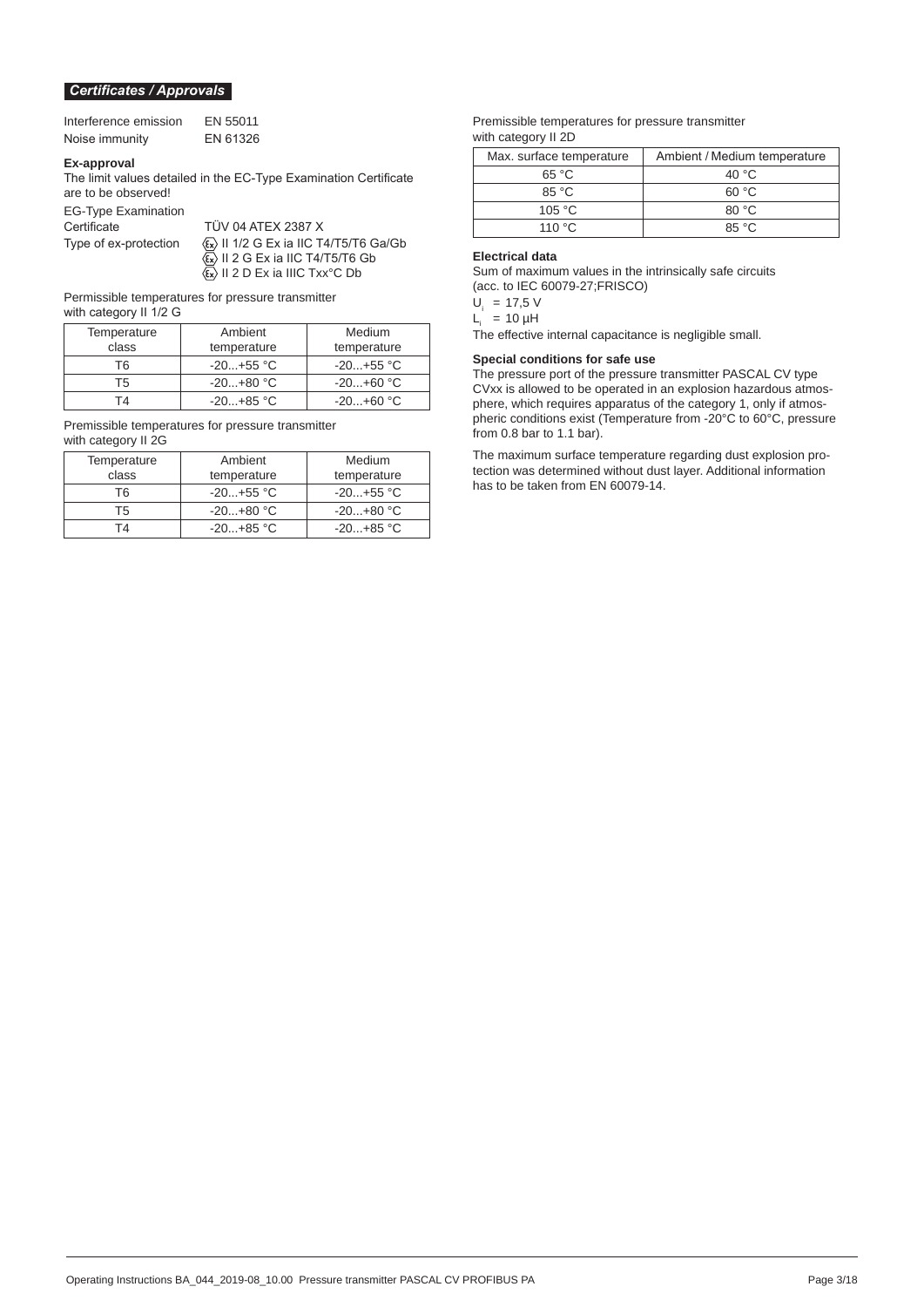## *Certificates / Approvals*

| | |
|---|---|
| Interference emission | EN 55011 |
| Noise immunity | EN 61326 |

**Ex-approval**

The limit values detailed in the EC-Type Examination Certificate are to be observed!

EG-Type Examination Certificate: TÜV 04 ATEX 2387 X

Type of ex-protection:
- Ⓔx II 1/2 G Ex ia IIC T4/T5/T6 Ga/Gb
- Ⓔx II 2 G Ex ia IIC T4/T5/T6 Gb
- Ⓔx II 2 D Ex ia IIIC Txx°C Db

Permissible temperatures for pressure transmitter with category II 1/2 G

| Temperature class | Ambient temperature | Medium temperature |
|---|---|---|
| T6 | -20...+55 °C | -20...+55 °C |
| T5 | -20...+80 °C | -20...+60 °C |
| T4 | -20...+85 °C | -20...+60 °C |

Premissible temperatures for pressure transmitter with category II 2G

| Temperature class | Ambient temperature | Medium temperature |
|---|---|---|
| T6 | -20...+55 °C | -20...+55 °C |
| T5 | -20...+80 °C | -20...+80 °C |
| T4 | -20...+85 °C | -20...+85 °C |

Premissible temperatures for pressure transmitter with category II 2D

| Max. surface temperature | Ambient / Medium temperature |
|---|---|
| 65 °C | 40 °C |
| 85 °C | 60 °C |
| 105 °C | 80 °C |
| 110 °C | 85 °C |

**Electrical data**

Sum of maximum values in the intrinsically safe circuits (acc. to IEC 60079-27;FRISCO)

$U_i$ = 17,5 V

$L_i$ = 10 µH

The effective internal capacitance is negligible small.

**Special conditions for safe use**

The pressure port of the pressure transmitter PASCAL CV type CVxx is allowed to be operated in an explosion hazardous atmosphere, which requires apparatus of the category 1, only if atmospheric conditions exist (Temperature from -20°C to 60°C, pressure from 0.8 bar to 1.1 bar).

The maximum surface temperature regarding dust explosion protection was determined without dust layer. Additional information has to be taken from EN 60079-14.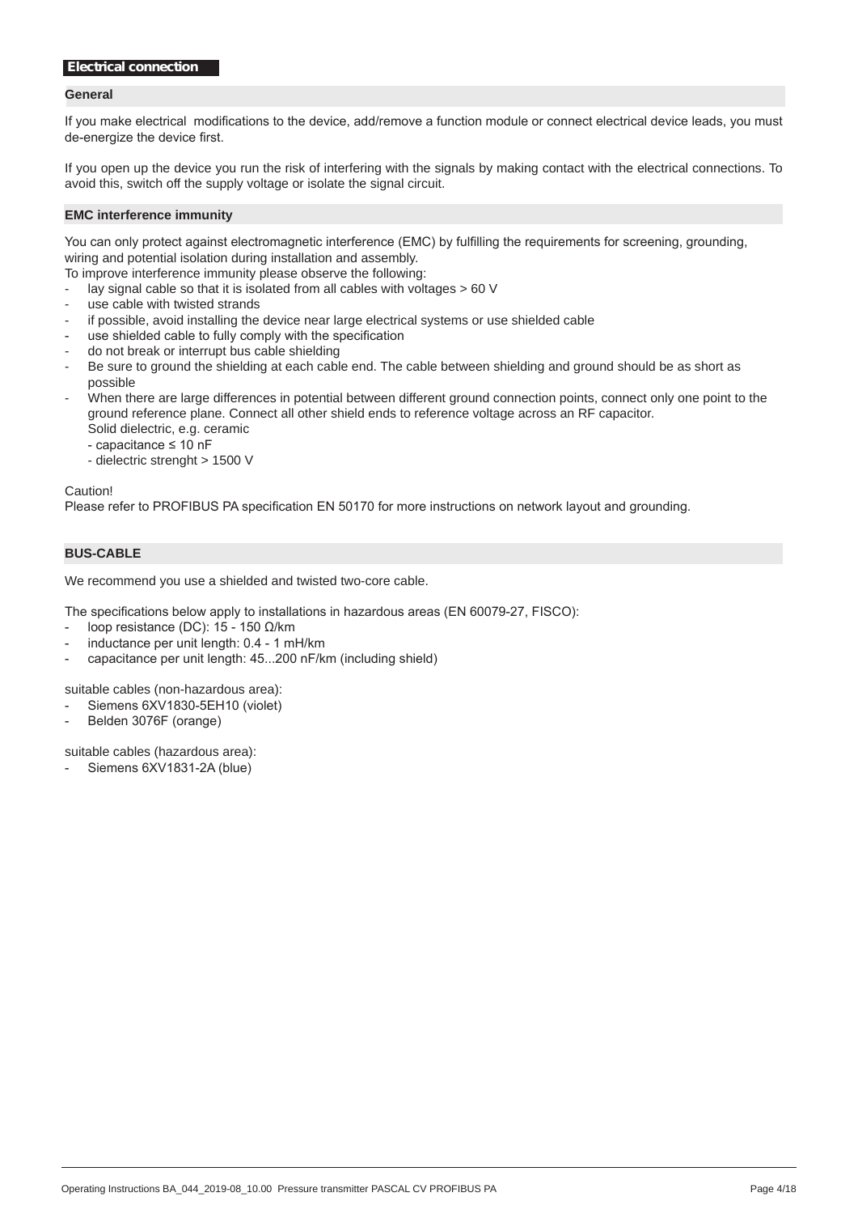## Electrical connection

### General

If you make electrical  modifications to the device, add/remove a function module or connect electrical device leads, you must de-energize the device first.

If you open up the device you run the risk of interfering with the signals by making contact with the electrical connections. To avoid this, switch off the supply voltage or isolate the signal circuit.

### EMC interference immunity

You can only protect against electromagnetic interference (EMC) by fulfilling the requirements for screening, grounding, wiring and potential isolation during installation and assembly.
To improve interference immunity please observe the following:

- lay signal cable so that it is isolated from all cables with voltages > 60 V
- use cable with twisted strands
- if possible, avoid installing the device near large electrical systems or use shielded cable
- use shielded cable to fully comply with the specification
- do not break or interrupt bus cable shielding
- Be sure to ground the shielding at each cable end. The cable between shielding and ground should be as short as possible
- When there are large differences in potential between different ground connection points, connect only one point to the ground reference plane. Connect all other shield ends to reference voltage across an RF capacitor.
  Solid dielectric, e.g. ceramic
  - capacitance ≤ 10 nF
  - dielectric strenght > 1500 V

Caution!
Please refer to PROFIBUS PA specification EN 50170 for more instructions on network layout and grounding.

### BUS-CABLE

We recommend you use a shielded and twisted two-core cable.

The specifications below apply to installations in hazardous areas (EN 60079-27, FISCO):

- loop resistance (DC): 15 - 150 Ω/km
- inductance per unit length: 0.4 - 1 mH/km
- capacitance per unit length: 45...200 nF/km (including shield)

suitable cables (non-hazardous area):

- Siemens 6XV1830-5EH10 (violet)
- Belden 3076F (orange)

suitable cables (hazardous area):

- Siemens 6XV1831-2A (blue)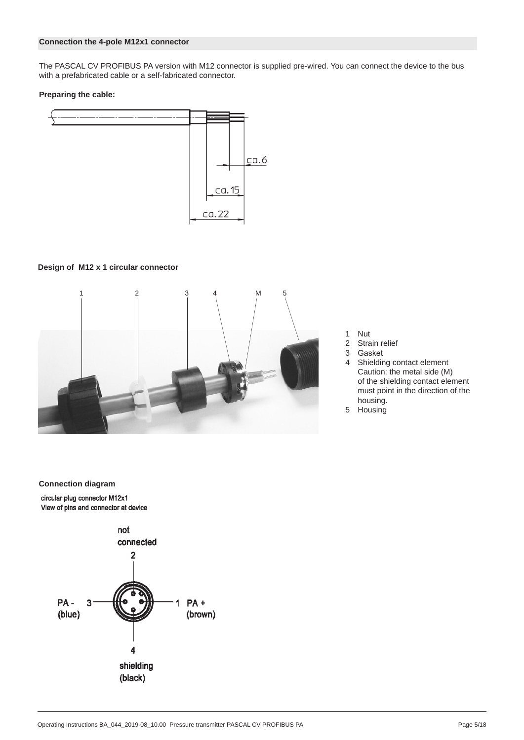## Connection the 4-pole M12x1 connector

The PASCAL CV PROFIBUS PA version with M12 connector is supplied pre-wired. You can connect the device to the bus with a prefabricated cable or a self-fabricated connector.

**Preparing the cable:**

ca. 6

ca. 15

ca. 22

**Design of M12 x 1 circular connector**

1 2 3 4 M 5

1. Nut
2. Strain relief
3. Gasket
4. Shielding contact element
   Caution: the metal side (M) of the shielding contact element must point in the direction of the housing.
5. Housing

**Connection diagram**

circular plug connector M12x1
View of pins and connector at device

- 1 PA + (brown)
- 2 not connected
- 3 PA - (blue)
- 4 shielding (black)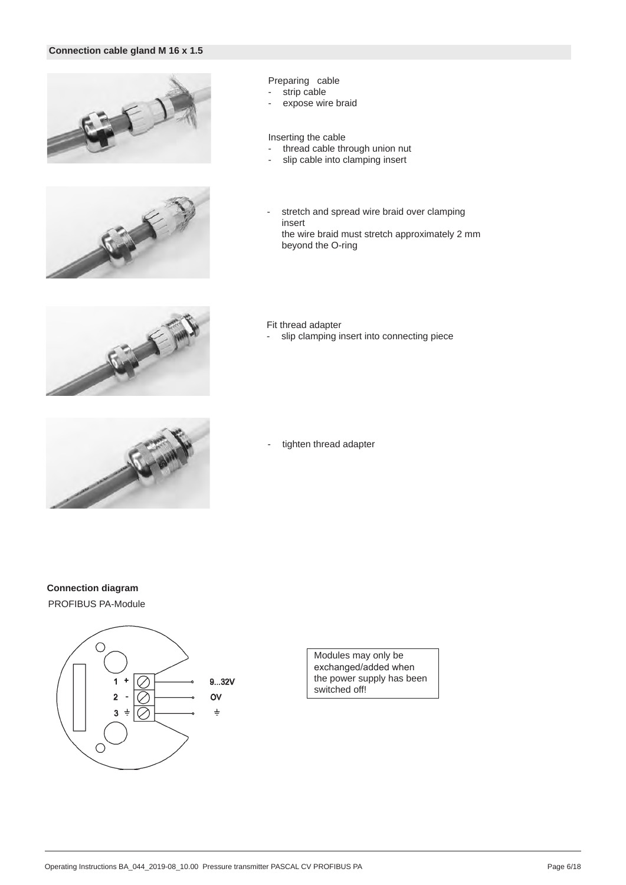## Connection cable gland M 16 x 1.5

Preparing cable
- strip cable
- expose wire braid

Inserting the cable
- thread cable through union nut
- slip cable into clamping insert

- stretch and spread wire braid over clamping insert
  the wire braid must stretch approximately 2 mm beyond the O-ring

Fit thread adapter
- slip clamping insert into connecting piece

- tighten thread adapter

**Connection diagram**

PROFIBUS PA-Module

| Terminal | | Signal |
|---|---|---|
| 1 | + | 9...32V |
| 2 | - | 0V |
| 3 | ⏚ | ⏚ |

Modules may only be exchanged/added when the power supply has been switched off!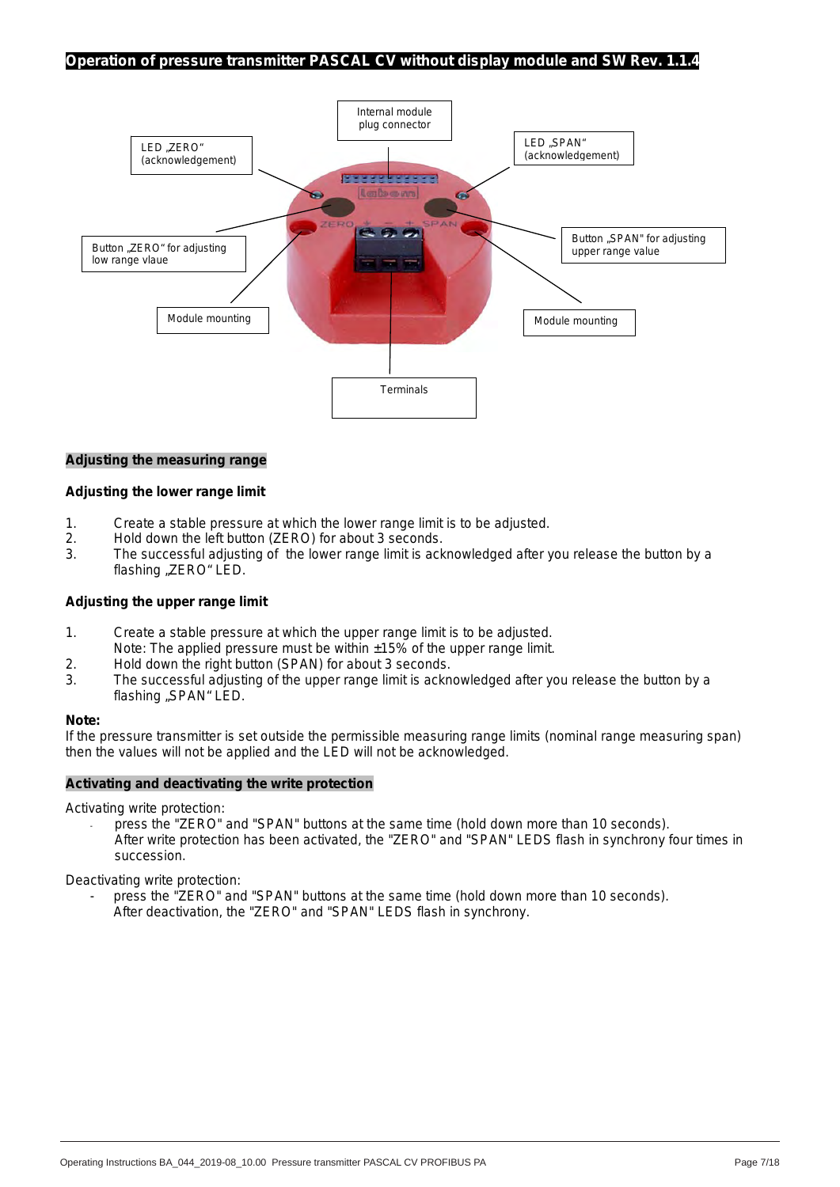# Operation of pressure transmitter PASCAL CV without display module and SW Rev. 1.1.4

Internal module plug connector

LED „ZERO" (acknowledgement)

LED „SPAN" (acknowledgement)

Button „ZERO" for adjusting low range vlaue

Button „SPAN" for adjusting upper range value

Module mounting

Module mounting

Terminals

## Adjusting the measuring range

### Adjusting the lower range limit

1. Create a stable pressure at which the lower range limit is to be adjusted.
2. Hold down the left button (ZERO) for about 3 seconds.
3. The successful adjusting of the lower range limit is acknowledged after you release the button by a flashing „ZERO" LED.

### Adjusting the upper range limit

1. Create a stable pressure at which the upper range limit is to be adjusted.
   Note: The applied pressure must be within ±15% of the upper range limit.
2. Hold down the right button (SPAN) for about 3 seconds.
3. The successful adjusting of the upper range limit is acknowledged after you release the button by a flashing „SPAN" LED.

**Note:**
If the pressure transmitter is set outside the permissible measuring range limits (nominal range measuring span) then the values will not be applied and the LED will not be acknowledged.

## Activating and deactivating the write protection

Activating write protection:

- press the "ZERO" and "SPAN" buttons at the same time (hold down more than 10 seconds).
  After write protection has been activated, the "ZERO" and "SPAN" LEDS flash in synchrony four times in succession.

Deactivating write protection:

- press the "ZERO" and "SPAN" buttons at the same time (hold down more than 10 seconds).
  After deactivation, the "ZERO" and "SPAN" LEDS flash in synchrony.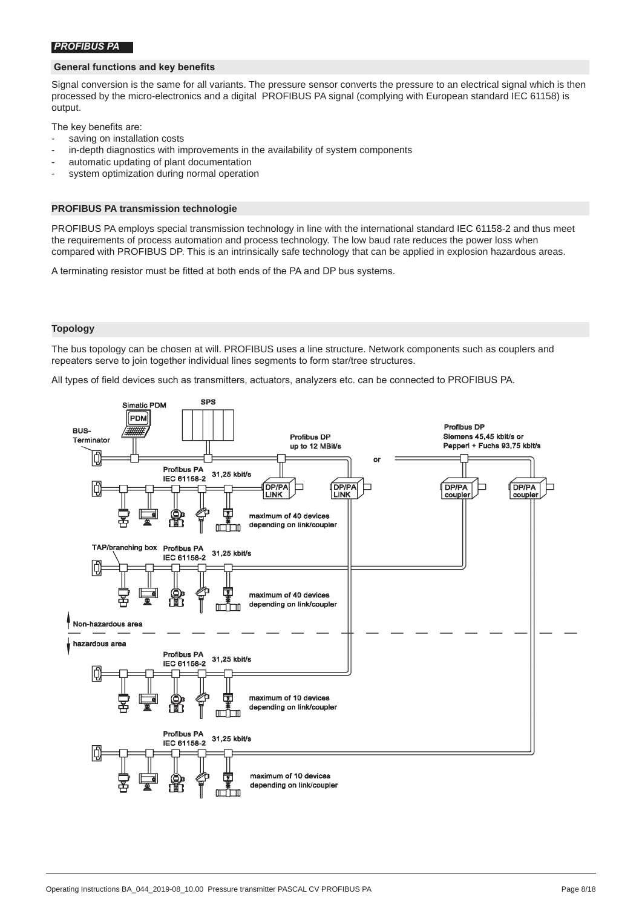*PROFIBUS PA*

## General functions and key benefits

Signal conversion is the same for all variants. The pressure sensor converts the pressure to an electrical signal which is then processed by the micro-electronics and a digital  PROFIBUS PA signal (complying with European standard IEC 61158) is output.

The key benefits are:

- saving on installation costs
- in-depth diagnostics with improvements in the availability of system components
- automatic updating of plant documentation
- system optimization during normal operation

## PROFIBUS PA transmission technologie

PROFIBUS PA employs special transmission technology in line with the international standard IEC 61158-2 and thus meet the requirements of process automation and process technology. The low baud rate reduces the power loss when compared with PROFIBUS DP. This is an intrinsically safe technology that can be applied in explosion hazardous areas.

A terminating resistor must be fitted at both ends of the PA and DP bus systems.

## Topology

The bus topology can be chosen at will. PROFIBUS uses a line structure. Network components such as couplers and repeaters serve to join together individual lines segments to form star/tree structures.

All types of field devices such as transmitters, actuators, analyzers etc. can be connected to PROFIBUS PA.

Simatic PDM
PDM
SPS
BUS-Terminator
Profibus DP up to 12 MBit/s
or
Profibus DP Siemens 45,45 kbit/s or Pepperl + Fuchs 93,75 kbit/s
Profibus PA IEC 61158-2 31,25 kbit/s
DP/PA LINK
DP/PA LINK
DP/PA coupler
DP/PA coupler
maximum of 40 devices depending on link/coupler
TAP/branching box
Profibus PA IEC 61158-2 31,25 kbit/s
maximum of 40 devices depending on link/coupler
Non-hazardous area
hazardous area
Profibus PA IEC 61158-2 31,25 kbit/s
maximum of 10 devices depending on link/coupler
Profibus PA IEC 61158-2 31,25 kbit/s
maximum of 10 devices depending on link/coupler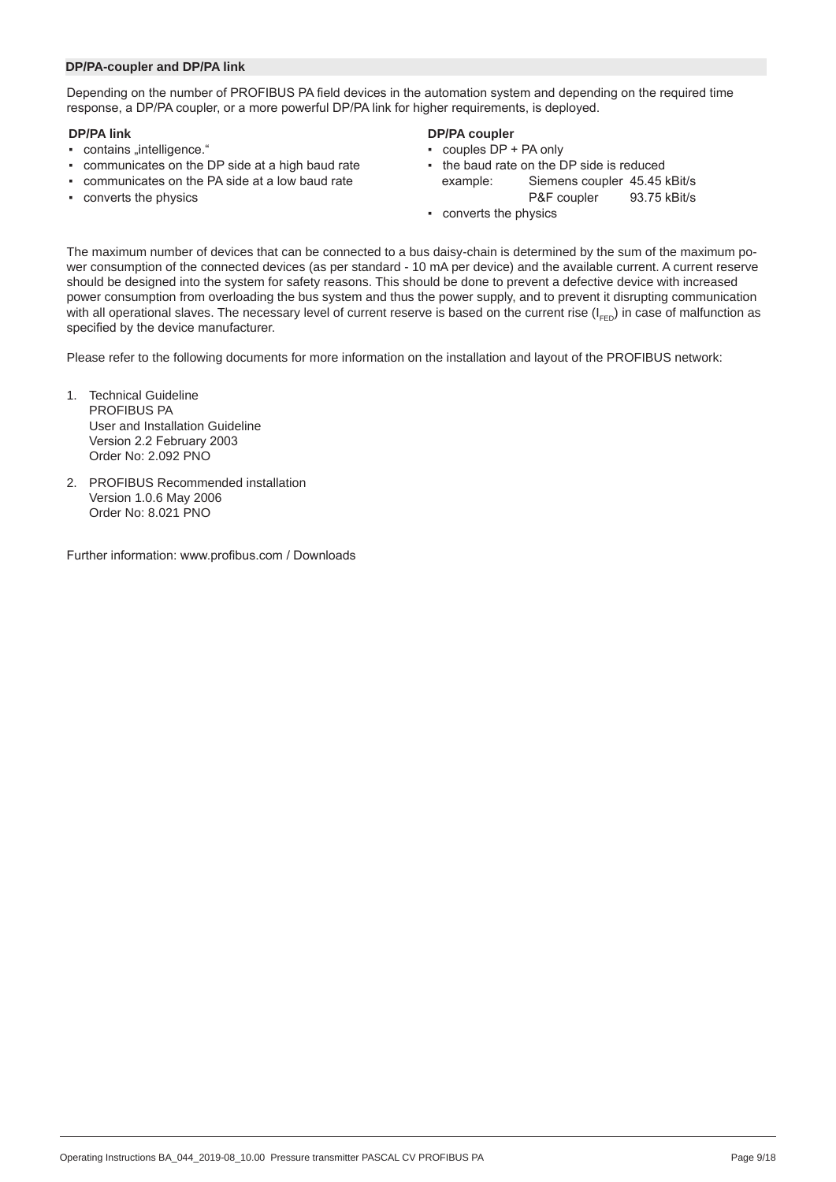## DP/PA-coupler and DP/PA link

Depending on the number of PROFIBUS PA field devices in the automation system and depending on the required time response, a DP/PA coupler, or a more powerful DP/PA link for higher requirements, is deployed.

**DP/PA link**

- contains „intelligence."
- communicates on the DP side at a high baud rate
- communicates on the PA side at a low baud rate
- converts the physics

**DP/PA coupler**

- couples DP + PA only
- the baud rate on the DP side is reduced
  example: Siemens coupler 45.45 kBit/s
  P&F coupler 93.75 kBit/s
- converts the physics

The maximum number of devices that can be connected to a bus daisy-chain is determined by the sum of the maximum power consumption of the connected devices (as per standard - 10 mA per device) and the available current. A current reserve should be designed into the system for safety reasons. This should be done to prevent a defective device with increased power consumption from overloading the bus system and thus the power supply, and to prevent it disrupting communication with all operational slaves. The necessary level of current reserve is based on the current rise ($I_{FED}$) in case of malfunction as specified by the device manufacturer.

Please refer to the following documents for more information on the installation and layout of the PROFIBUS network:

1. Technical Guideline
   PROFIBUS PA
   User and Installation Guideline
   Version 2.2 February 2003
   Order No: 2.092 PNO
2. PROFIBUS Recommended installation
   Version 1.0.6 May 2006
   Order No: 8.021 PNO

Further information: www.profibus.com / Downloads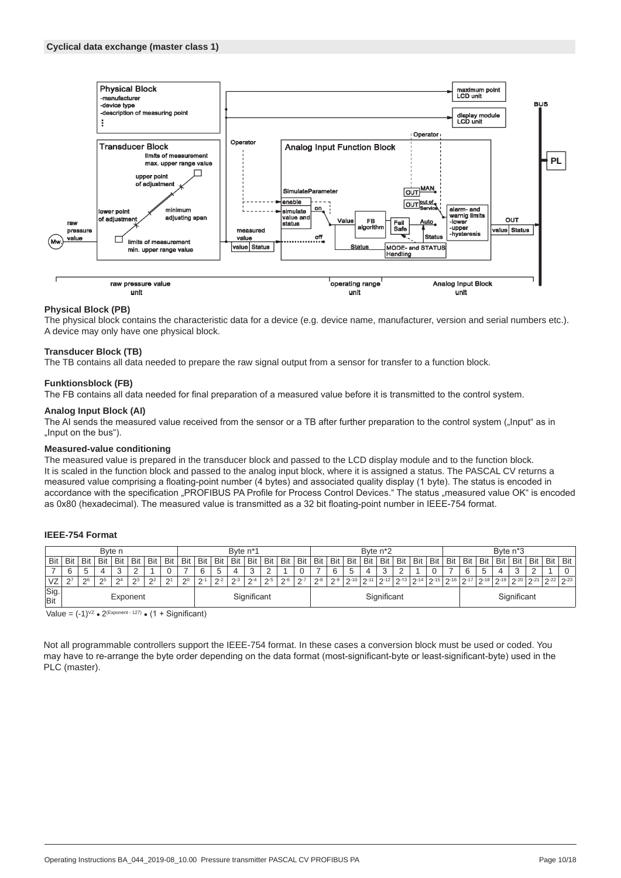## Cyclical data exchange (master class 1)

### Physical Block (PB)

The physical block contains the characteristic data for a device (e.g. device name, manufacturer, version and serial numbers etc.). A device may only have one physical block.

### Transducer Block (TB)

The TB contains all data needed to prepare the raw signal output from a sensor for transfer to a function block.

### Funktionsblock (FB)

The FB contains all data needed for final preparation of a measured value before it is transmitted to the control system.

### Analog Input Block (AI)

The AI sends the measured value received from the sensor or a TB after further preparation to the control system („Input" as in „Input on the bus").

### Measured-value conditioning

The measured value is prepared in the transducer block and passed to the LCD display module and to the function block. It is scaled in the function block and passed to the analog input block, where it is assigned a status. The PASCAL CV returns a measured value comprising a floating-point number (4 bytes) and associated quality display (1 byte). The status is encoded in accordance with the specification „PROFIBUS PA Profile for Process Control Devices." The status „measured value OK" is encoded as 0x80 (hexadecimal). The measured value is transmitted as a 32 bit floating-point number in IEEE-754 format.

### IEEE-754 Format

| Byte n | | | | | | | | Byte n*1 | | | | | | | | Byte n*2 | | | | | | | | Byte n*3 | | | | | | | |
|---|---|---|---|---|---|---|---|---|---|---|---|---|---|---|---|---|---|---|---|---|---|---|---|---|---|---|---|---|---|---|---|
| Bit | Bit | Bit | Bit | Bit | Bit | Bit | Bit | Bit | Bit | Bit | Bit | Bit | Bit | Bit | Bit | Bit | Bit | Bit | Bit | Bit | Bit | Bit | Bit | Bit | Bit | Bit | Bit | Bit | Bit | Bit | Bit |
| 7 | 6 | 5 | 4 | 3 | 2 | 1 | 0 | 7 | 6 | 5 | 4 | 3 | 2 | 1 | 0 | 7 | 6 | 5 | 4 | 3 | 2 | 1 | 0 | 7 | 6 | 5 | 4 | 3 | 2 | 1 | 0 |
| VZ | $2^7$ | $2^6$ | $2^5$ | $2^4$ | $2^3$ | $2^2$ | $2^1$ | $2^0$ | $2^{-1}$ | $2^{-2}$ | $2^{-3}$ | $2^{-4}$ | $2^{-5}$ | $2^{-6}$ | $2^{-7}$ | $2^{-8}$ | $2^{-9}$ | $2^{-10}$ | $2^{-11}$ | $2^{-12}$ | $2^{-13}$ | $2^{-14}$ | $2^{-15}$ | $2^{-16}$ | $2^{-17}$ | $2^{-18}$ | $2^{-19}$ | $2^{-20}$ | $2^{-21}$ | $2^{-22}$ | $2^{-23}$ |
| Sig. Bit | Exponent | | | | | | | | Significant | | | | | | | Significant | | | | | | | | Significant | | | | | | | |

Value = $(-1)^{VZ} \bullet 2^{(Exponent - 127)} \bullet (1 + Significant)$

Not all programmable controllers support the IEEE-754 format. In these cases a conversion block must be used or coded. You may have to re-arrange the byte order depending on the data format (most-significant-byte or least-significant-byte) used in the PLC (master).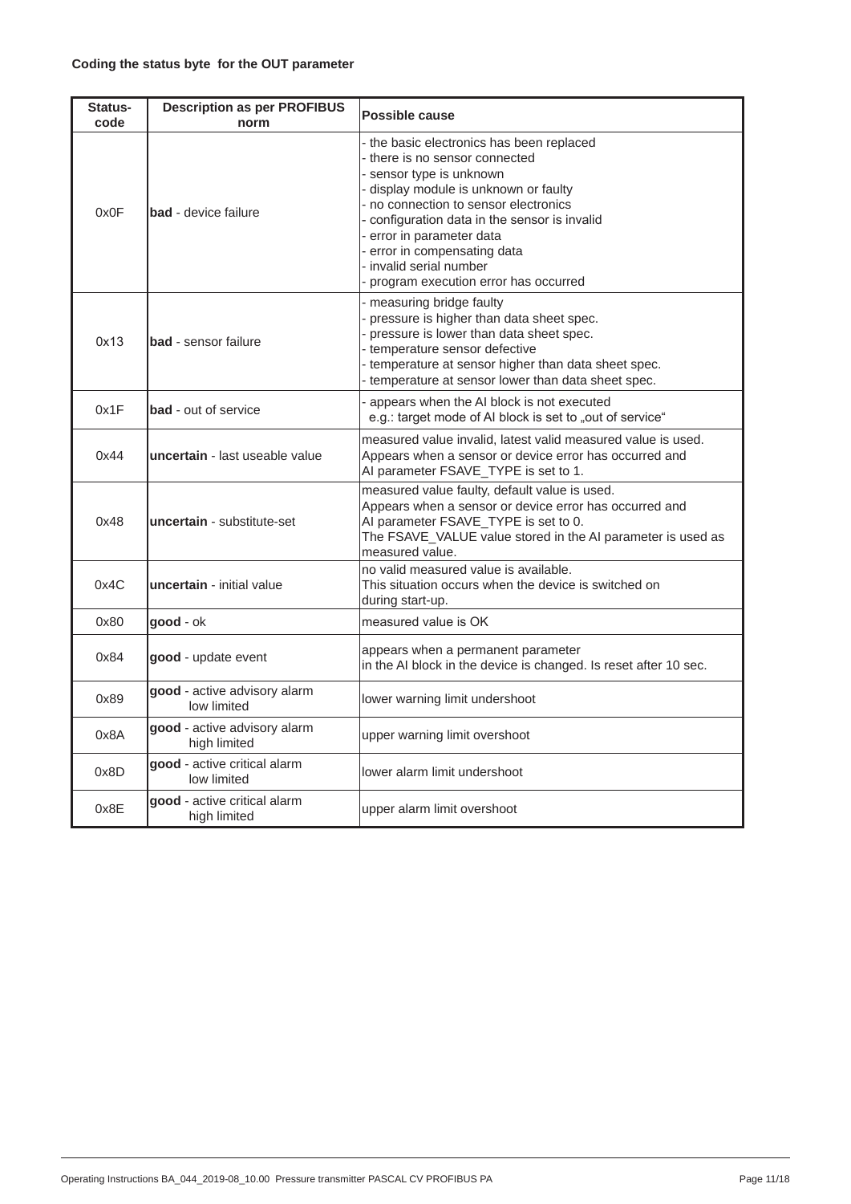**Coding the status byte for the OUT parameter**

| Status-code | Description as per PROFIBUS norm | Possible cause |
|---|---|---|
| 0x0F | **bad** - device failure | - the basic electronics has been replaced<br>- there is no sensor connected<br>- sensor type is unknown<br>- display module is unknown or faulty<br>- no connection to sensor electronics<br>- configuration data in the sensor is invalid<br>- error in parameter data<br>- error in compensating data<br>- invalid serial number<br>- program execution error has occurred |
| 0x13 | **bad** - sensor failure | - measuring bridge faulty<br>- pressure is higher than data sheet spec.<br>- pressure is lower than data sheet spec.<br>- temperature sensor defective<br>- temperature at sensor higher than data sheet spec.<br>- temperature at sensor lower than data sheet spec. |
| 0x1F | **bad** - out of service | - appears when the AI block is not executed<br>e.g.: target mode of AI block is set to „out of service“ |
| 0x44 | **uncertain** - last useable value | measured value invalid, latest valid measured value is used.<br>Appears when a sensor or device error has occurred and<br>AI parameter FSAVE_TYPE is set to 1. |
| 0x48 | **uncertain** - substitute-set | measured value faulty, default value is used.<br>Appears when a sensor or device error has occurred and<br>AI parameter FSAVE_TYPE is set to 0.<br>The FSAVE_VALUE value stored in the AI parameter is used as measured value. |
| 0x4C | **uncertain** - initial value | no valid measured value is available.<br>This situation occurs when the device is switched on<br>during start-up. |
| 0x80 | **good** - ok | measured value is OK |
| 0x84 | **good** - update event | appears when a permanent parameter<br>in the AI block in the device is changed. Is reset after 10 sec. |
| 0x89 | **good** - active advisory alarm low limited | lower warning limit undershoot |
| 0x8A | **good** - active advisory alarm high limited | upper warning limit overshoot |
| 0x8D | **good** - active critical alarm low limited | lower alarm limit undershoot |
| 0x8E | **good** - active critical alarm high limited | upper alarm limit overshoot |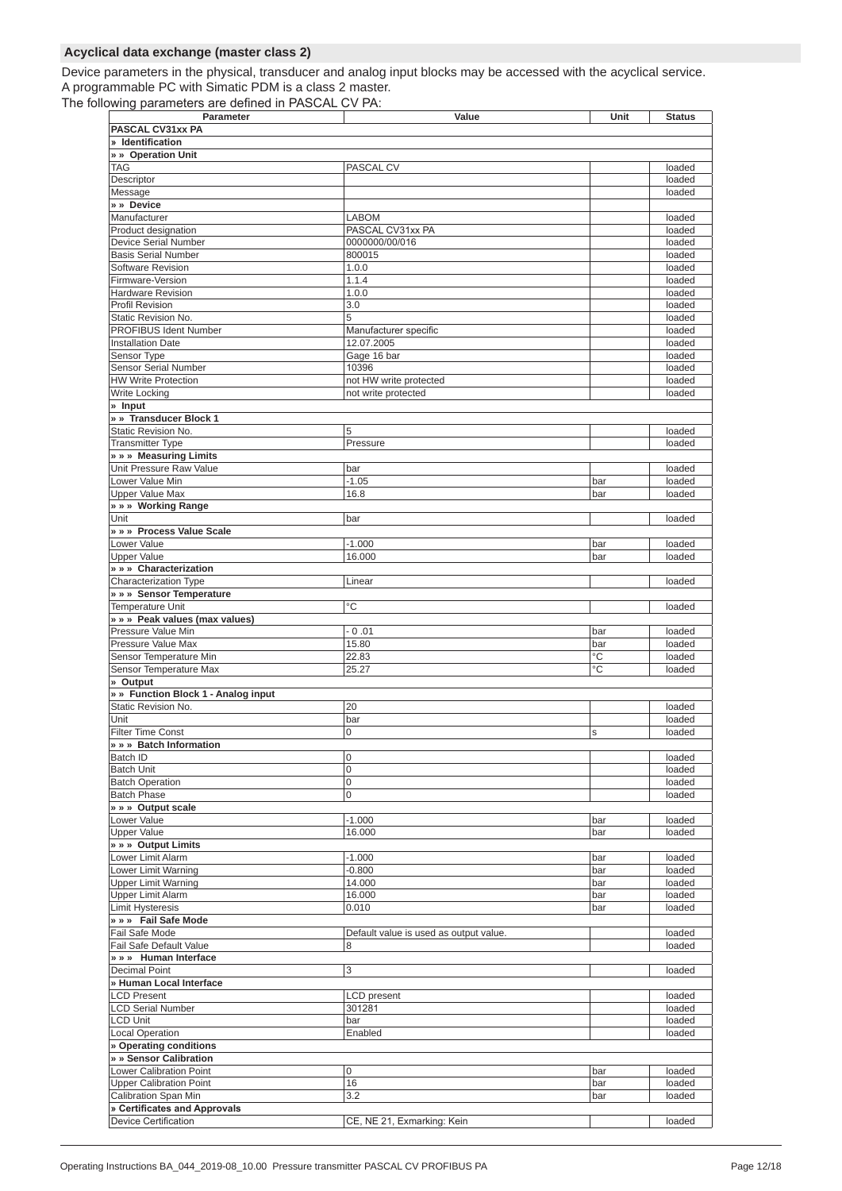### Acyclical data exchange (master class 2)

Device parameters in the physical, transducer and analog input blocks may be accessed with the acyclical service.
A programmable PC with Simatic PDM is a class 2 master.
The following parameters are defined in PASCAL CV PA:

| Parameter | Value | Unit | Status |
|---|---|---|---|
| **PASCAL CV31xx PA** | | | |
| **» Identification** | | | |
| **» » Operation Unit** | | | |
| TAG | PASCAL CV | | loaded |
| Descriptor | | | loaded |
| Message | | | loaded |
| **» » Device** | | | |
| Manufacturer | LABOM | | loaded |
| Product designation | PASCAL CV31xx PA | | loaded |
| Device Serial Number | 0000000/00/016 | | loaded |
| Basis Serial Number | 800015 | | loaded |
| Software Revision | 1.0.0 | | loaded |
| Firmware-Version | 1.1.4 | | loaded |
| Hardware Revision | 1.0.0 | | loaded |
| Profil Revision | 3.0 | | loaded |
| Static Revision No. | 5 | | loaded |
| PROFIBUS Ident Number | Manufacturer specific | | loaded |
| Installation Date | 12.07.2005 | | loaded |
| Sensor Type | Gage 16 bar | | loaded |
| Sensor Serial Number | 10396 | | loaded |
| HW Write Protection | not HW write protected | | loaded |
| Write Locking | not write protected | | loaded |
| **» Input** | | | |
| **» » Transducer Block 1** | | | |
| Static Revision No. | 5 | | loaded |
| Transmitter Type | Pressure | | loaded |
| **» » » Measuring Limits** | | | |
| Unit Pressure Raw Value | bar | | loaded |
| Lower Value Min | -1.05 | bar | loaded |
| Upper Value Max | 16.8 | bar | loaded |
| **» » » Working Range** | | | |
| Unit | bar | | loaded |
| **» » » Process Value Scale** | | | |
| Lower Value | -1.000 | bar | loaded |
| Upper Value | 16.000 | bar | loaded |
| **» » » Characterization** | | | |
| Characterization Type | Linear | | loaded |
| **» » » Sensor Temperature** | | | |
| Temperature Unit | °C | | loaded |
| **» » » Peak values (max values)** | | | |
| Pressure Value Min | - 0 .01 | bar | loaded |
| Pressure Value Max | 15.80 | bar | loaded |
| Sensor Temperature Min | 22.83 | °C | loaded |
| Sensor Temperature Max | 25.27 | °C | loaded |
| **» Output** | | | |
| **» » Function Block 1 - Analog input** | | | |
| Static Revision No. | 20 | | loaded |
| Unit | bar | | loaded |
| Filter Time Const | 0 | s | loaded |
| **» » » Batch Information** | | | |
| Batch ID | 0 | | loaded |
| Batch Unit | 0 | | loaded |
| Batch Operation | 0 | | loaded |
| Batch Phase | 0 | | loaded |
| **» » » Output scale** | | | |
| Lower Value | -1.000 | bar | loaded |
| Upper Value | 16.000 | bar | loaded |
| **» » » Output Limits** | | | |
| Lower Limit Alarm | -1.000 | bar | loaded |
| Lower Limit Warning | -0.800 | bar | loaded |
| Upper Limit Warning | 14.000 | bar | loaded |
| Upper Limit Alarm | 16.000 | bar | loaded |
| Limit Hysteresis | 0.010 | bar | loaded |
| **» » » Fail Safe Mode** | | | |
| Fail Safe Mode | Default value is used as output value. | | loaded |
| Fail Safe Default Value | 8 | | loaded |
| **» » » Human Interface** | | | |
| Decimal Point | 3 | | loaded |
| **» Human Local Interface** | | | |
| LCD Present | LCD present | | loaded |
| LCD Serial Number | 301281 | | loaded |
| LCD Unit | bar | | loaded |
| Local Operation | Enabled | | loaded |
| **» Operating conditions** | | | |
| **» » Sensor Calibration** | | | |
| Lower Calibration Point | 0 | bar | loaded |
| Upper Calibration Point | 16 | bar | loaded |
| Calibration Span Min | 3.2 | bar | loaded |
| **» Certificates and Approvals** | | | |
| Device Certification | CE, NE 21, Exmarking: Kein | | loaded |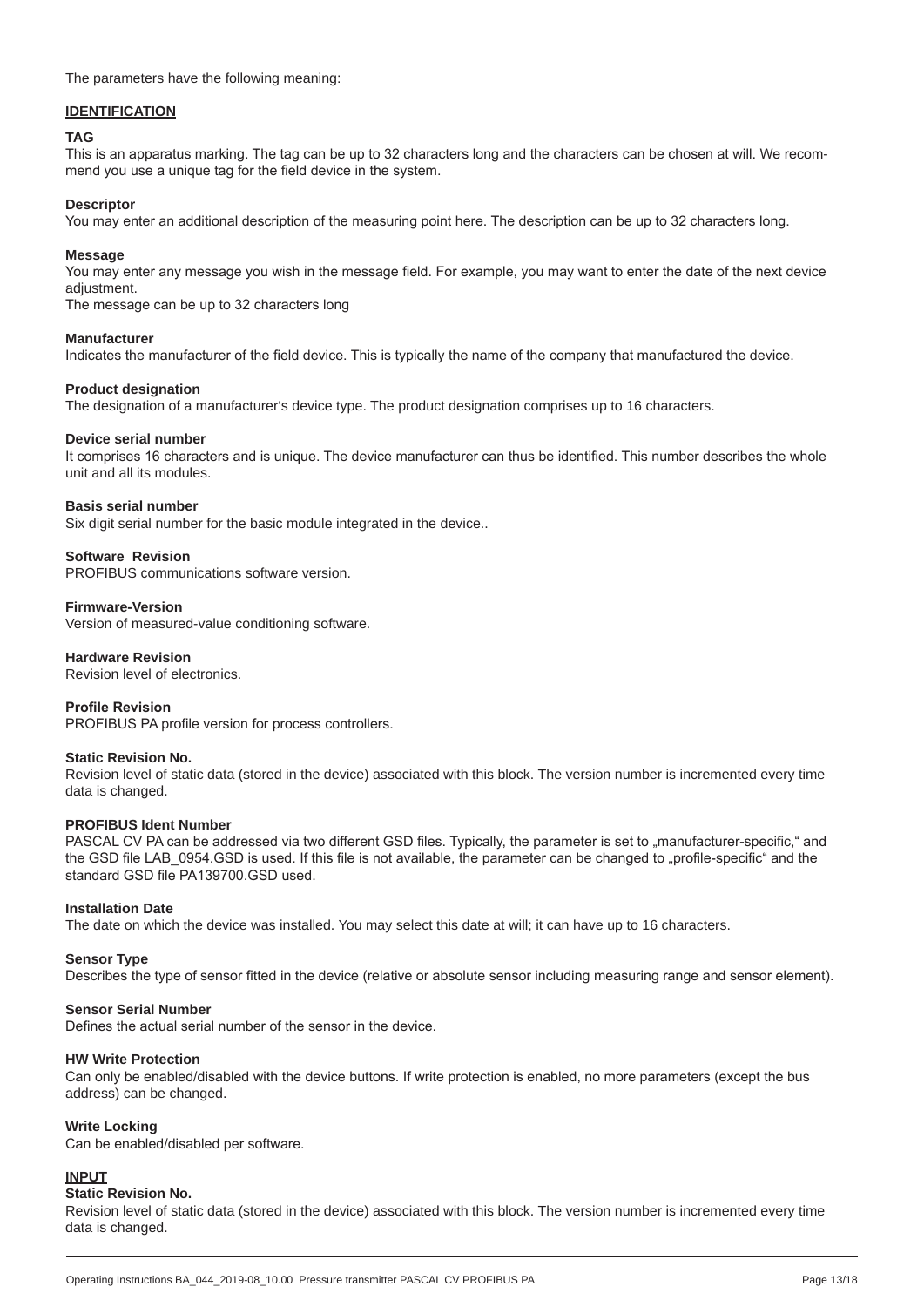The parameters have the following meaning:

## IDENTIFICATION

**TAG**
This is an apparatus marking. The tag can be up to 32 characters long and the characters can be chosen at will. We recommend you use a unique tag for the field device in the system.

**Descriptor**
You may enter an additional description of the measuring point here. The description can be up to 32 characters long.

**Message**
You may enter any message you wish in the message field. For example, you may want to enter the date of the next device adjustment.
The message can be up to 32 characters long

**Manufacturer**
Indicates the manufacturer of the field device. This is typically the name of the company that manufactured the device.

**Product designation**
The designation of a manufacturer's device type. The product designation comprises up to 16 characters.

**Device serial number**
It comprises 16 characters and is unique. The device manufacturer can thus be identified. This number describes the whole unit and all its modules.

**Basis serial number**
Six digit serial number for the basic module integrated in the device..

**Software Revision**
PROFIBUS communications software version.

**Firmware-Version**
Version of measured-value conditioning software.

**Hardware Revision**
Revision level of electronics.

**Profile Revision**
PROFIBUS PA profile version for process controllers.

**Static Revision No.**
Revision level of static data (stored in the device) associated with this block. The version number is incremented every time data is changed.

**PROFIBUS Ident Number**
PASCAL CV PA can be addressed via two different GSD files. Typically, the parameter is set to „manufacturer-specific," and the GSD file LAB_0954.GSD is used. If this file is not available, the parameter can be changed to „profile-specific" and the standard GSD file PA139700.GSD used.

**Installation Date**
The date on which the device was installed. You may select this date at will; it can have up to 16 characters.

**Sensor Type**
Describes the type of sensor fitted in the device (relative or absolute sensor including measuring range and sensor element).

**Sensor Serial Number**
Defines the actual serial number of the sensor in the device.

**HW Write Protection**
Can only be enabled/disabled with the device buttons. If write protection is enabled, no more parameters (except the bus address) can be changed.

**Write Locking**
Can be enabled/disabled per software.

## INPUT

**Static Revision No.**
Revision level of static data (stored in the device) associated with this block. The version number is incremented every time data is changed.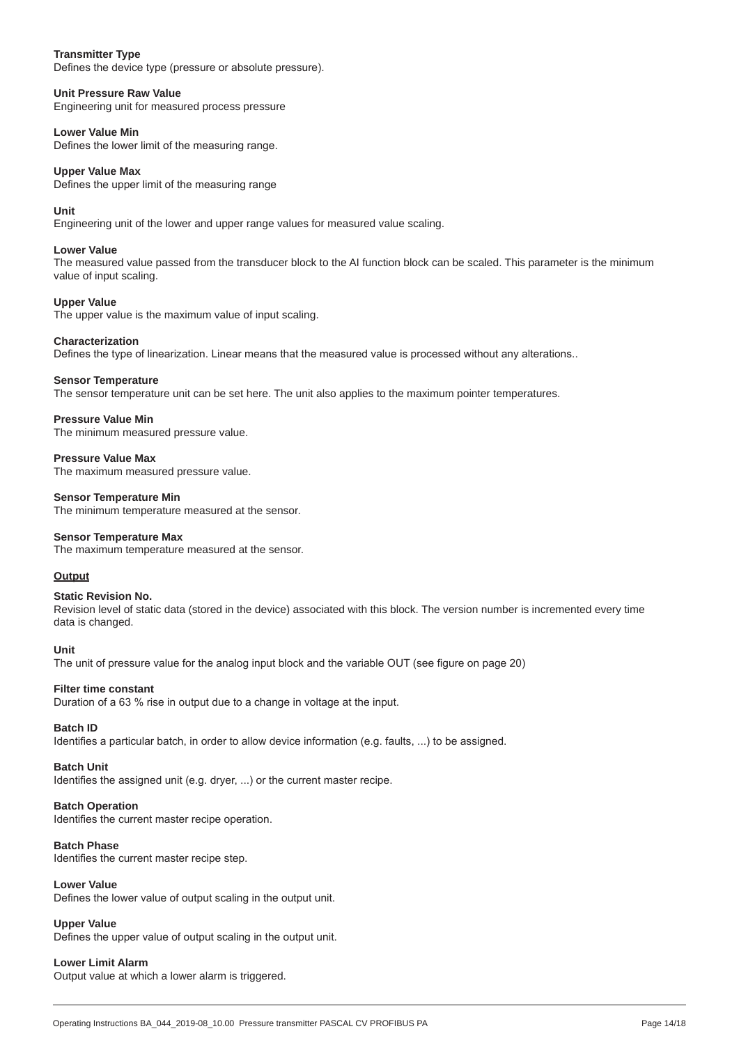**Transmitter Type**
Defines the device type (pressure or absolute pressure).

**Unit Pressure Raw Value**
Engineering unit for measured process pressure

**Lower Value Min**
Defines the lower limit of the measuring range.

**Upper Value Max**
Defines the upper limit of the measuring range

**Unit**
Engineering unit of the lower and upper range values for measured value scaling.

**Lower Value**
The measured value passed from the transducer block to the AI function block can be scaled. This parameter is the minimum value of input scaling.

**Upper Value**
The upper value is the maximum value of input scaling.

**Characterization**
Defines the type of linearization. Linear means that the measured value is processed without any alterations..

**Sensor Temperature**
The sensor temperature unit can be set here. The unit also applies to the maximum pointer temperatures.

**Pressure Value Min**
The minimum measured pressure value.

**Pressure Value Max**
The maximum measured pressure value.

**Sensor Temperature Min**
The minimum temperature measured at the sensor.

**Sensor Temperature Max**
The maximum temperature measured at the sensor.

**Output**

**Static Revision No.**
Revision level of static data (stored in the device) associated with this block. The version number is incremented every time data is changed.

**Unit**
The unit of pressure value for the analog input block and the variable OUT (see figure on page 20)

**Filter time constant**
Duration of a 63 % rise in output due to a change in voltage at the input.

**Batch ID**
Identifies a particular batch, in order to allow device information (e.g. faults, ...) to be assigned.

**Batch Unit**
Identifies the assigned unit (e.g. dryer, ...) or the current master recipe.

**Batch Operation**
Identifies the current master recipe operation.

**Batch Phase**
Identifies the current master recipe step.

**Lower Value**
Defines the lower value of output scaling in the output unit.

**Upper Value**
Defines the upper value of output scaling in the output unit.

**Lower Limit Alarm**
Output value at which a lower alarm is triggered.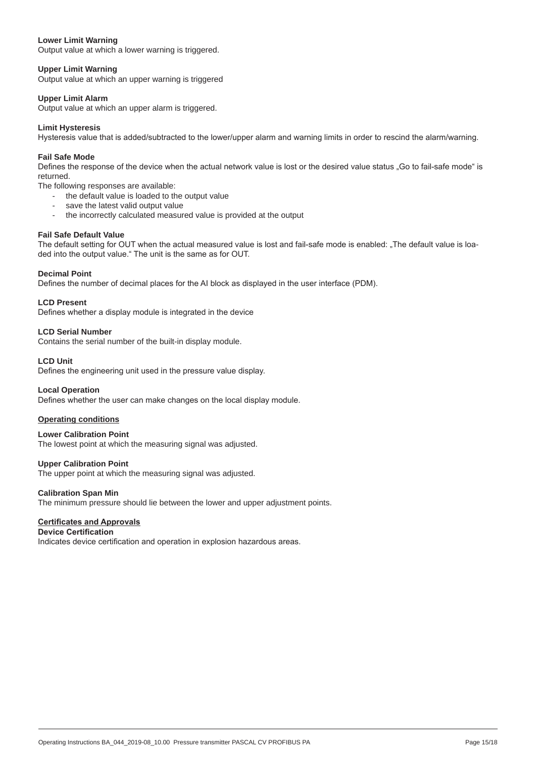**Lower Limit Warning**
Output value at which a lower warning is triggered.

**Upper Limit Warning**
Output value at which an upper warning is triggered

**Upper Limit Alarm**
Output value at which an upper alarm is triggered.

**Limit Hysteresis**
Hysteresis value that is added/subtracted to the lower/upper alarm and warning limits in order to rescind the alarm/warning.

**Fail Safe Mode**
Defines the response of the device when the actual network value is lost or the desired value status „Go to fail-safe mode" is returned.
The following responses are available:

- the default value is loaded to the output value
- save the latest valid output value
- the incorrectly calculated measured value is provided at the output

**Fail Safe Default Value**
The default setting for OUT when the actual measured value is lost and fail-safe mode is enabled: „The default value is loaded into the output value." The unit is the same as for OUT.

**Decimal Point**
Defines the number of decimal places for the AI block as displayed in the user interface (PDM).

**LCD Present**
Defines whether a display module is integrated in the device

**LCD Serial Number**
Contains the serial number of the built-in display module.

**LCD Unit**
Defines the engineering unit used in the pressure value display.

**Local Operation**
Defines whether the user can make changes on the local display module.

**<u>Operating conditions</u>**

**Lower Calibration Point**
The lowest point at which the measuring signal was adjusted.

**Upper Calibration Point**
The upper point at which the measuring signal was adjusted.

**Calibration Span Min**
The minimum pressure should lie between the lower and upper adjustment points.

**<u>Certificates and Approvals</u>**

**Device Certification**
Indicates device certification and operation in explosion hazardous areas.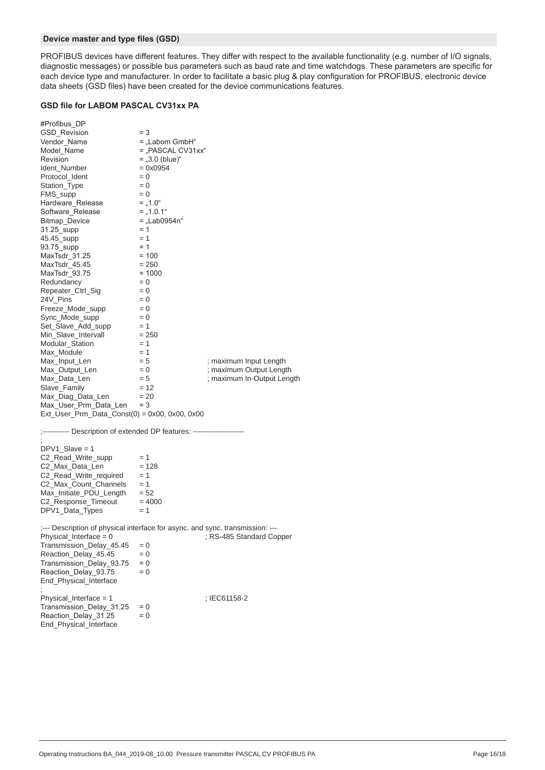## Device master and type files (GSD)

PROFIBUS devices have different features. They differ with respect to the available functionality (e.g. number of I/O signals, diagnostic messages) or possible bus parameters such as baud rate and time watchdogs. These parameters are specific for each device type and manufacturer. In order to facilitate a basic plug & play configuration for PROFIBUS, electronic device data sheets (GSD files) have been created for the device communications features.

### GSD file for LABOM PASCAL CV31xx PA

```
#Profibus_DP
GSD_Revision            = 3
Vendor_Name             = „Labom GmbH“
Model_Name              = „PASCAL CV31xx“
Revision                = „3.0 (blue)“
Ident_Number            = 0x0954
Protocol_Ident          = 0
Station_Type            = 0
FMS_supp                = 0
Hardware_Release        = „1.0“
Software_Release        = „1.0.1“
Bitmap_Device           = „Lab0954n“
31.25_supp              = 1
45.45_supp              = 1
93.75_supp              = 1
MaxTsdr_31.25           = 100
MaxTsdr_45.45           = 250
MaxTsdr_93.75           = 1000
Redundancy              = 0
Repeater_Ctrl_Sig       = 0
24V_Pins                = 0
Freeze_Mode_supp        = 0
Sync_Mode_supp          = 0
Set_Slave_Add_supp      = 1
Min_Slave_Intervall     = 250
Modular_Station         = 1
Max_Module              = 1
Max_Input_Len           = 5                 ; maximum Input Length
Max_Output_Len          = 0                 ; maximum Output Length
Max_Data_Len            = 5                 ; maximum In-Output Length
Slave_Family            = 12
Max_Diag_Data_Len       = 20
Max_User_Prm_Data_Len   = 3
Ext_User_Prm_Data_Const(0) = 0x00, 0x00, 0x00

;----------- Description of extended DP features: ---------------------
;
DPV1_Slave = 1
C2_Read_Write_supp      = 1
C2_Max_Data_Len         = 128
C2_Read_Write_required  = 1
C2_Max_Count_Channels   = 1
Max_Initiate_PDU_Length = 52
C2_Response_Timeout     = 4000
DPV1_Data_Types         = 1

;--- Description of physical interface for async. and sync. transmission: ---
Physical_Interface = 0                      ; RS-485 Standard Copper
Transmission_Delay_45.45  = 0
Reaction_Delay_45.45      = 0
Transmission_Delay_93.75  = 0
Reaction_Delay_93.75      = 0
End_Physical_Interface
;
Physical_Interface = 1                      ; IEC61158-2
Transmission_Delay_31.25  = 0
Reaction_Delay_31.25      = 0
End_Physical_Interface
```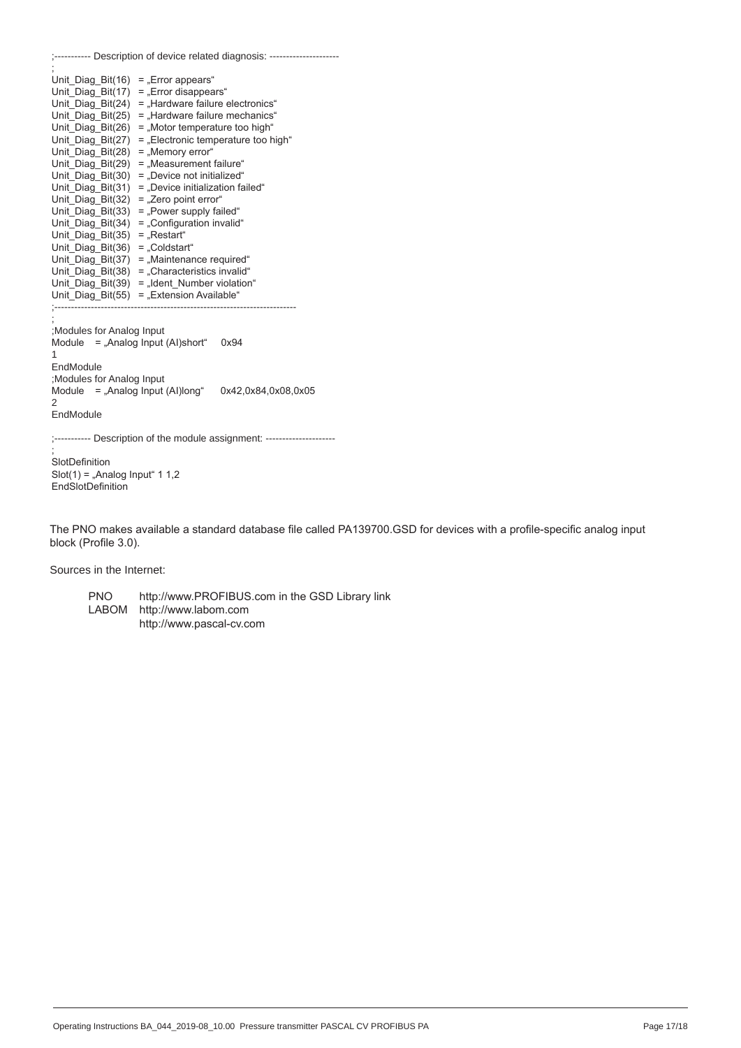```
;----------- Description of device related diagnosis: ---------------------
;
Unit_Diag_Bit(16)  = „Error appears“
Unit_Diag_Bit(17)  = „Error disappears“
Unit_Diag_Bit(24)  = „Hardware failure electronics“
Unit_Diag_Bit(25)  = „Hardware failure mechanics“
Unit_Diag_Bit(26)  = „Motor temperature too high“
Unit_Diag_Bit(27)  = „Electronic temperature too high“
Unit_Diag_Bit(28)  = „Memory error“
Unit_Diag_Bit(29)  = „Measurement failure“
Unit_Diag_Bit(30)  = „Device not initialized“
Unit_Diag_Bit(31)  = „Device initialization failed“
Unit_Diag_Bit(32)  = „Zero point error“
Unit_Diag_Bit(33)  = „Power supply failed“
Unit_Diag_Bit(34)  = „Configuration invalid“
Unit_Diag_Bit(35)  = „Restart“
Unit_Diag_Bit(36)  = „Coldstart“
Unit_Diag_Bit(37)  = „Maintenance required“
Unit_Diag_Bit(38)  = „Characteristics invalid“
Unit_Diag_Bit(39)  = „Ident_Number violation“
Unit_Diag_Bit(55)  = „Extension Available“
;-------------------------------------------------------------------------
;
;Modules for Analog Input
Module   = „Analog Input (AI)short“    0x94
1
EndModule
;Modules for Analog Input
Module   = „Analog Input (AI)long“     0x42,0x84,0x08,0x05
2
EndModule

;----------- Description of the module assignment: ---------------------
;
SlotDefinition
Slot(1) = „Analog Input“ 1 1,2
EndSlotDefinition
```

The PNO makes available a standard database file called PA139700.GSD for devices with a profile-specific analog input block (Profile 3.0).

Sources in the Internet:

PNO      http://www.PROFIBUS.com in the GSD Library link
LABOM    http://www.labom.com
         http://www.pascal-cv.com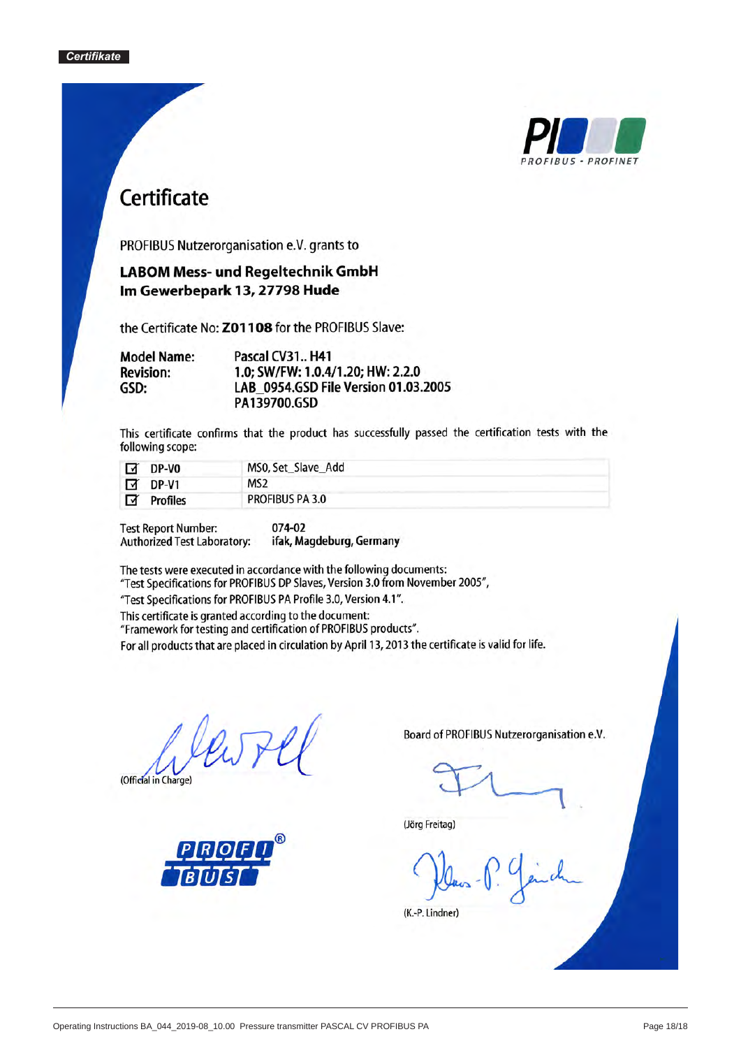*Certifikate*

# Certificate

PROFIBUS Nutzerorganisation e.V. grants to

**LABOM Mess- und Regeltechnik GmbH**
**Im Gewerbepark 13, 27798 Hude**

the Certificate No: **Z01108** for the PROFIBUS Slave:

| | |
|---|---|
| **Model Name:** | Pascal CV31.. H41 |
| **Revision:** | 1.0; SW/FW: 1.0.4/1.20; HW: 2.2.0 |
| **GSD:** | LAB_0954.GSD File Version 01.03.2005 |
| | PA139700.GSD |

This certificate confirms that the product has successfully passed the certification tests with the following scope:

| | |
|---|---|
| ☑ DP-V0 | MS0, Set_Slave_Add |
| ☑ DP-V1 | MS2 |
| ☑ Profiles | PROFIBUS PA 3.0 |

| | |
|---|---|
| Test Report Number: | 074-02 |
| Authorized Test Laboratory: | ifak, Magdeburg, Germany |

The tests were executed in accordance with the following documents:
"Test Specifications for PROFIBUS DP Slaves, Version 3.0 from November 2005",
"Test Specifications for PROFIBUS PA Profile 3.0, Version 4.1".
This certificate is granted according to the document:
"Framework for testing and certification of PROFIBUS products".
For all products that are placed in circulation by April 13, 2013 the certificate is valid for life.

(Official in Charge)

Board of PROFIBUS Nutzerorganisation e.V.

(Jörg Freitag)

(K.-P. Lindner)

Operating Instructions BA_044_2019-08_10.00 Pressure transmitter PASCAL CV PROFIBUS PA